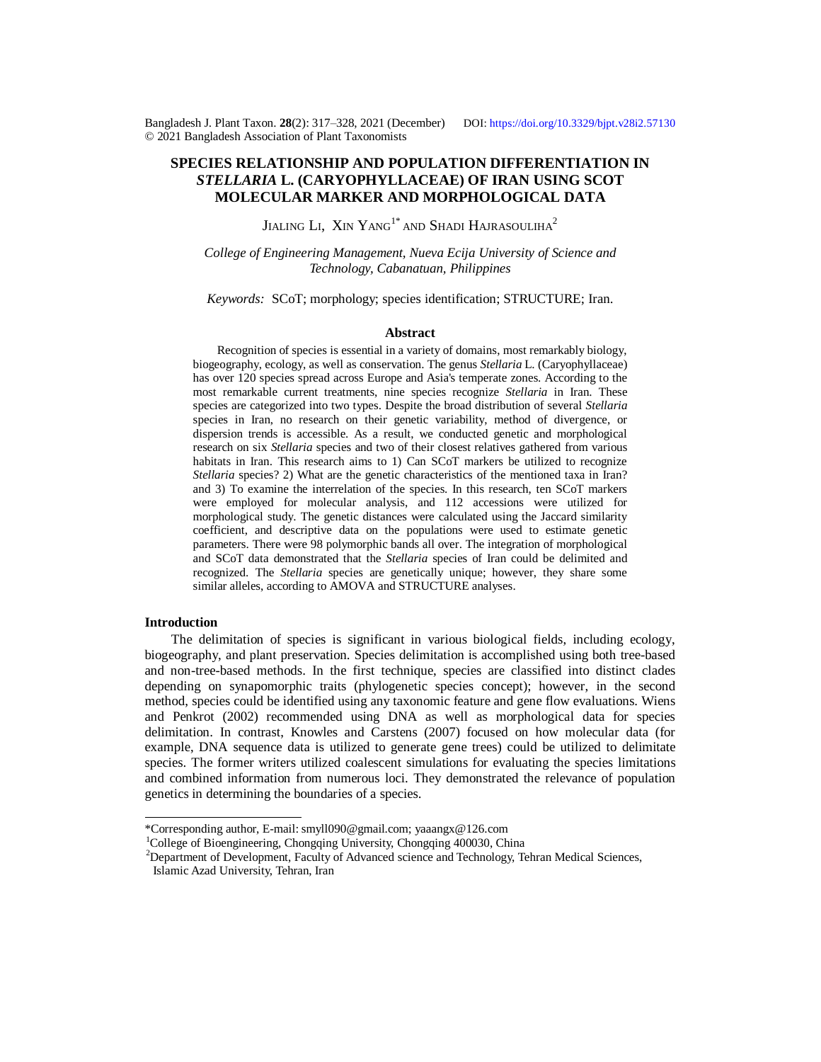# SPECIES RELATIONSHIP AND POPULATION DIFFERENTIATION IN *STELLARIA* L. (CARYOPHYLLACEAE) OF IRAN USING SCOT MOLECULAR MARKER AND MORPHOLOGICAL DATA

JIALING LI, XIN YANG[1*] AND SHADI HAJRASOULIHA[2]

*College of Engineering Management, Nueva Ecija University of Science and Technology, Cabanatuan, Philippines*

*Keywords:* SCoT; morphology; species identification; STRUCTURE; Iran.

## Abstract

Recognition of species is essential in a variety of domains, most remarkably biology, biogeography, ecology, as well as conservation. The genus *Stellaria* L. (Caryophyllaceae) has over 120 species spread across Europe and Asia's temperate zones. According to the most remarkable current treatments, nine species recognize *Stellaria* in Iran. These species are categorized into two types. Despite the broad distribution of several *Stellaria* species in Iran, no research on their genetic variability, method of divergence, or dispersion trends is accessible. As a result, we conducted genetic and morphological research on six *Stellaria* species and two of their closest relatives gathered from various habitats in Iran. This research aims to 1) Can SCoT markers be utilized to recognize *Stellaria* species? 2) What are the genetic characteristics of the mentioned taxa in Iran? and 3) To examine the interrelation of the species. In this research, ten SCoT markers were employed for molecular analysis, and 112 accessions were utilized for morphological study. The genetic distances were calculated using the Jaccard similarity coefficient, and descriptive data on the populations were used to estimate genetic parameters. There were 98 polymorphic bands all over. The integration of morphological and SCoT data demonstrated that the *Stellaria* species of Iran could be delimited and recognized. The *Stellaria* species are genetically unique; however, they share some similar alleles, according to AMOVA and STRUCTURE analyses.

## Introduction

The delimitation of species is significant in various biological fields, including ecology, biogeography, and plant preservation. Species delimitation is accomplished using both tree-based and non-tree-based methods. In the first technique, species are classified into distinct clades depending on synapomorphic traits (phylogenetic species concept); however, in the second method, species could be identified using any taxonomic feature and gene flow evaluations. Wiens and Penkrot (2002) recommended using DNA as well as morphological data for species delimitation. In contrast, Knowles and Carstens (2007) focused on how molecular data (for example, DNA sequence data is utilized to generate gene trees) could be utilized to delimitate species. The former writers utilized coalescent simulations for evaluating the species limitations and combined information from numerous loci. They demonstrated the relevance of population genetics in determining the boundaries of a species.

---

*Corresponding author, E-mail: smyll090@gmail.com; yaaangx@126.com

[1]College of Bioengineering, Chongqing University, Chongqing 400030, China

[2]Department of Development, Faculty of Advanced science and Technology, Tehran Medical Sciences, Islamic Azad University, Tehran, Iran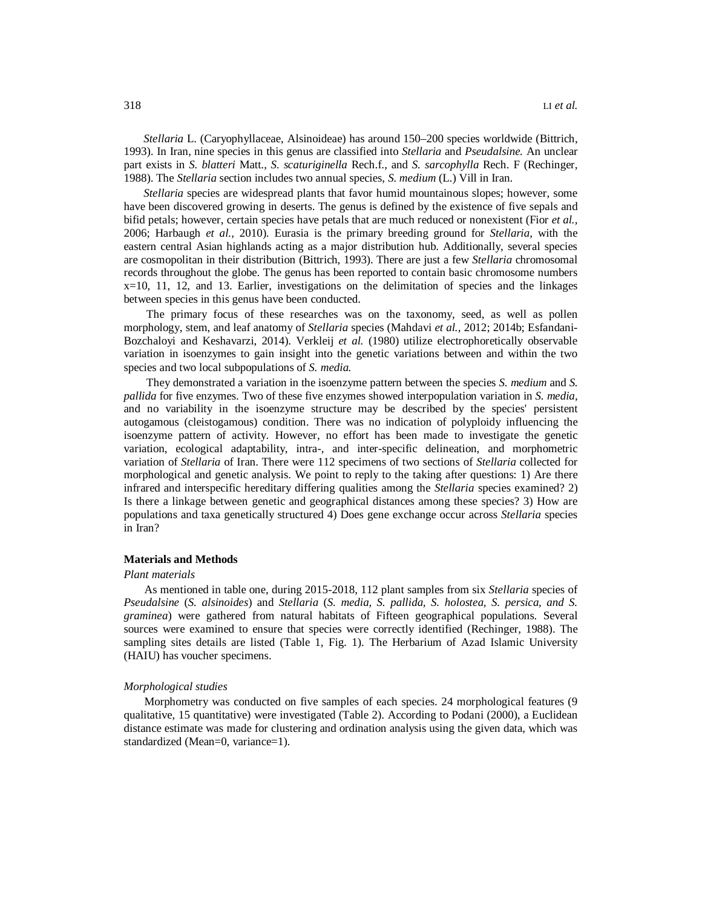*Stellaria* L. (Caryophyllaceae, Alsinoideae) has around 150–200 species worldwide (Bittrich, 1993). In Iran, nine species in this genus are classified into *Stellaria* and *Pseudalsine.* An unclear part exists in *S. blatteri* Matt., *S. scaturiginella* Rech.f., and *S. sarcophylla* Rech. F (Rechinger, 1988). The *Stellaria* section includes two annual species, *S. medium* (L.) Vill in Iran.

*Stellaria* species are widespread plants that favor humid mountainous slopes; however, some have been discovered growing in deserts. The genus is defined by the existence of five sepals and bifid petals; however, certain species have petals that are much reduced or nonexistent (Fior *et al.,* 2006; Harbaugh *et al.,* 2010). Eurasia is the primary breeding ground for *Stellaria,* with the eastern central Asian highlands acting as a major distribution hub. Additionally, several species are cosmopolitan in their distribution (Bittrich, 1993). There are just a few *Stellaria* chromosomal records throughout the globe. The genus has been reported to contain basic chromosome numbers x=10, 11, 12, and 13. Earlier, investigations on the delimitation of species and the linkages between species in this genus have been conducted.

The primary focus of these researches was on the taxonomy, seed, as well as pollen morphology, stem, and leaf anatomy of *Stellaria* species (Mahdavi *et al.,* 2012; 2014b; Esfandani-Bozchaloyi and Keshavarzi, 2014). Verkleij *et al.* (1980) utilize electrophoretically observable variation in isoenzymes to gain insight into the genetic variations between and within the two species and two local subpopulations of *S. media.*

They demonstrated a variation in the isoenzyme pattern between the species *S. medium* and *S. pallida* for five enzymes. Two of these five enzymes showed interpopulation variation in *S. media,* and no variability in the isoenzyme structure may be described by the species' persistent autogamous (cleistogamous) condition. There was no indication of polyploidy influencing the isoenzyme pattern of activity. However, no effort has been made to investigate the genetic variation, ecological adaptability, intra-, and inter-specific delineation, and morphometric variation of *Stellaria* of Iran. There were 112 specimens of two sections of *Stellaria* collected for morphological and genetic analysis. We point to reply to the taking after questions: 1) Are there infrared and interspecific hereditary differing qualities among the *Stellaria* species examined? 2) Is there a linkage between genetic and geographical distances among these species? 3) How are populations and taxa genetically structured 4) Does gene exchange occur across *Stellaria* species in Iran?

## Materials and Methods

### *Plant materials*

As mentioned in table one, during 2015-2018, 112 plant samples from six *Stellaria* species of *Pseudalsine* (*S. alsinoides*) and *Stellaria* (*S. media, S. pallida, S. holostea, S. persica, and S. graminea*) were gathered from natural habitats of Fifteen geographical populations. Several sources were examined to ensure that species were correctly identified (Rechinger, 1988). The sampling sites details are listed (Table 1, Fig. 1). The Herbarium of Azad Islamic University (HAIU) has voucher specimens.

### *Morphological studies*

Morphometry was conducted on five samples of each species. 24 morphological features (9 qualitative, 15 quantitative) were investigated (Table 2). According to Podani (2000), a Euclidean distance estimate was made for clustering and ordination analysis using the given data, which was standardized (Mean=0, variance=1).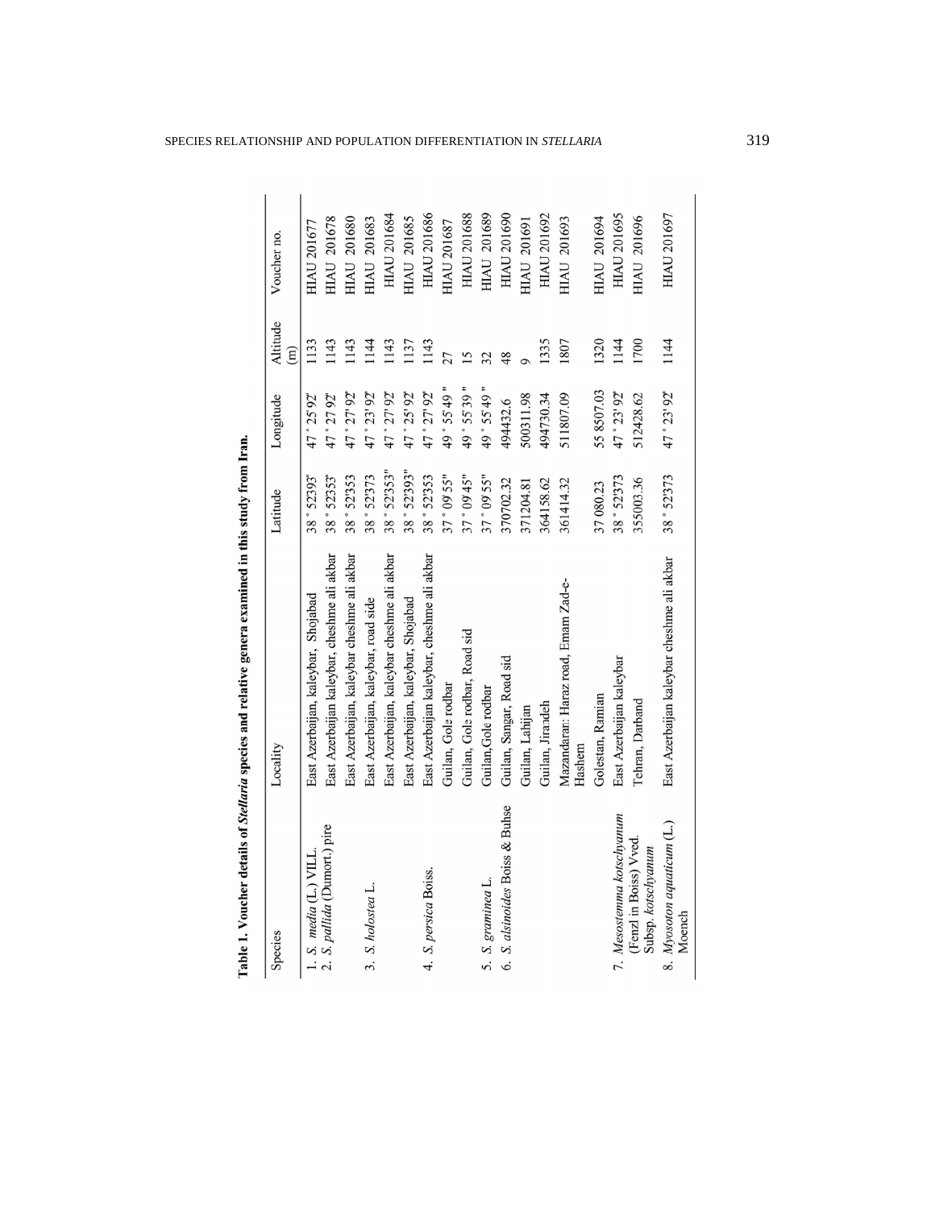**Table 1. Voucher details of *Stellaria* species and relative genera examined in this study from Iran.**

| Species | Locality | Latitude | Longitude | Altitude (m) | Voucher no. |
|---|---|---|---|---|---|
| 1. *S. media* (L.) VILL. | East Azerbaijan, kaleybar, Shojabad | 38 ° 52393' | 47 ° 25' 92' | 1133 | HIAU 201677 |
| 2. *S. pallida* (Dumort.) pire | East Azerbaijan kaleybar, cheshme ali akbar | 38 ° 52353' | 47 ° 27 92' | 1143 | HIAU 201678 |
| | East Azerbaijan, kaleybar cheshme ali akbar | 38 ° 52353 | 47 ° 27' 92' | 1143 | HIAU 201680 |
| 3. *S. holostea* L. | East Azerbaijan, kaleybar, road side | 38 ° 52373 | 47 ° 23' 92' | 1144 | HIAU 201683 |
| | East Azerbaijan, kaleybar cheshme ali akbar | 38 ° 52353" | 47 ° 27' 92' | 1143 | HIAU 201684 |
| | East Azerbaijan, kaleybar, Shojabad | 38 ° 52393" | 47 ° 25' 92' | 1137 | HIAU 201685 |
| 4. *S. persica* Boiss. | East Azerbaijan kaleybar, cheshme ali akbar | 38 ° 52353 | 47 ° 27' 92' | 1143 | HIAU 201686 |
| | Guilan, Gole rodbar | 37 ° 09 55" | 49 ° 55' 49 " | 27 | HIAU 201687 |
| | Guilan, Gole rodbar, Road sid | 37 ° 09 45" | 49 ° 55' 39 " | 15 | HIAU 201688 |
| 5. *S. graminea* L. | Guilan,Gole rodbar | 37 ° 09 55" | 49 ° 55' 49 " | 32 | HIAU 201689 |
| 6. *S. alsinoides* Boiss & Buhse | Guilan, Sangar, Road sid | 370702.32 | 494432.6 | 48 | HIAU 201690 |
| | Guilan, Lahijan | 371204.81 | 500311.98 | 9 | HIAU 201691 |
| | Guilan, Jirandeh | 364158.62 | 494730.34 | 1335 | HIAU 201692 |
| | Mazandaran: Haraz road, Emam Zad-e-Hashem | 361414.32 | 511807.09 | 1807 | HIAU 201693 |
| | Golestan, Ramian | 37 080.23 | 55 8507.03 | 1320 | HIAU 201694 |
| 7. *Mesostemma kotschyanum* (Fenzl in Boiss) Vved. Subsp. *kotschyanum* | East Azerbaijan kaleybar | 38 ° 52373 | 47 ° 23' 92' | 1144 | HIAU 201695 |
| | Tehran, Darband | 355003.36 | 512428.62 | 1700 | HIAU 201696 |
| 8. *Myosoton aquaticum* (L.) Moench | East Azerbaijan kaleybar cheshme ali akbar | 38 ° 52373 | 47 ° 23' 92' | 1144 | HIAU 201697 |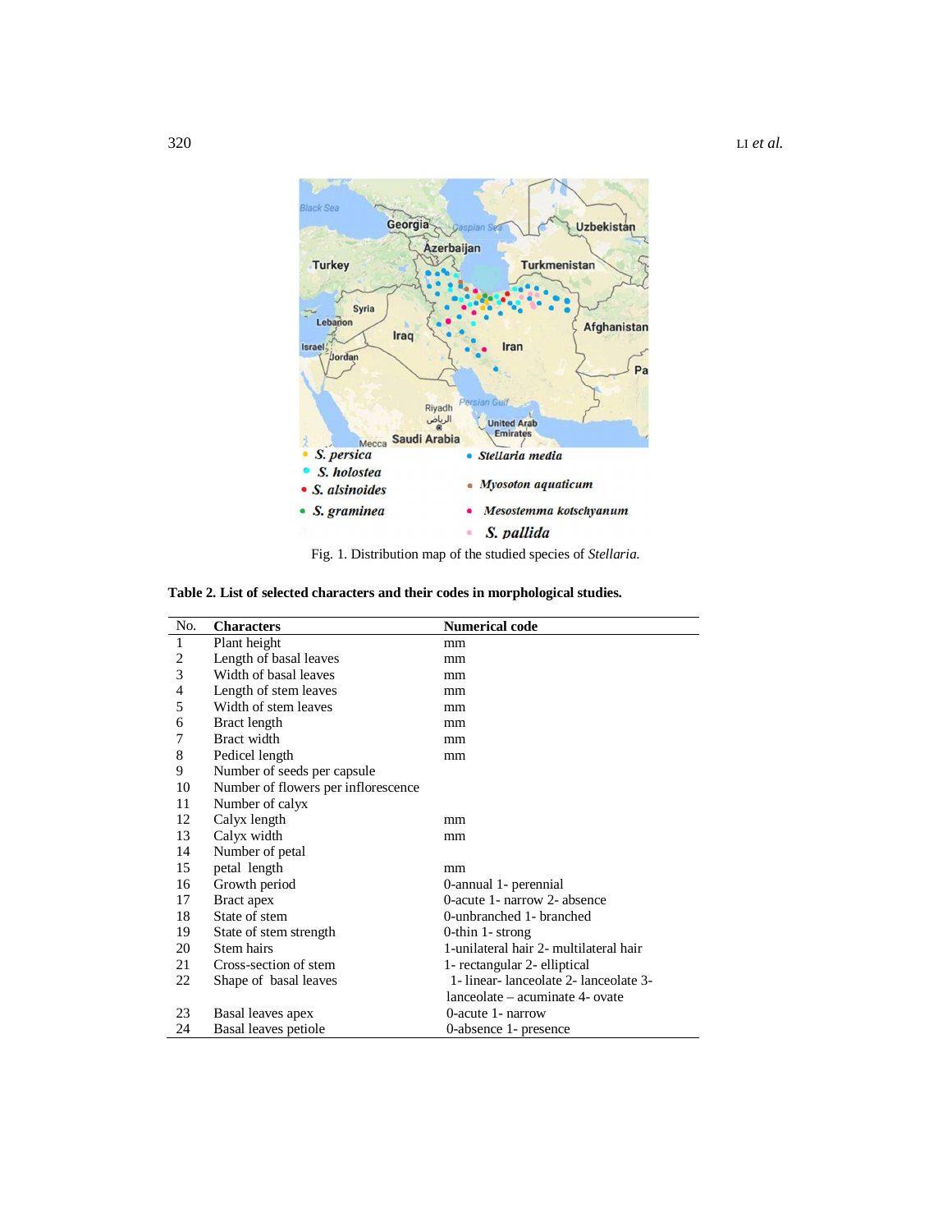Fig. 1. Distribution map of the studied species of *Stellaria.*

**Table 2. List of selected characters and their codes in morphological studies.**

| No. | Characters | Numerical code |
|---|---|---|
| 1 | Plant height | mm |
| 2 | Length of basal leaves | mm |
| 3 | Width of basal leaves | mm |
| 4 | Length of stem leaves | mm |
| 5 | Width of stem leaves | mm |
| 6 | Bract length | mm |
| 7 | Bract width | mm |
| 8 | Pedicel length | mm |
| 9 | Number of seeds per capsule | |
| 10 | Number of flowers per inflorescence | |
| 11 | Number of calyx | |
| 12 | Calyx length | mm |
| 13 | Calyx width | mm |
| 14 | Number of petal | |
| 15 | petal length | mm |
| 16 | Growth period | 0-annual 1- perennial |
| 17 | Bract apex | 0-acute 1- narrow 2- absence |
| 18 | State of stem | 0-unbranched 1- branched |
| 19 | State of stem strength | 0-thin 1- strong |
| 20 | Stem hairs | 1-unilateral hair 2- multilateral hair |
| 21 | Cross-section of stem | 1- rectangular 2- elliptical |
| 22 | Shape of basal leaves | 1- linear- lanceolate 2- lanceolate 3- lanceolate – acuminate 4- ovate |
| 23 | Basal leaves apex | 0-acute 1- narrow |
| 24 | Basal leaves petiole | 0-absence 1- presence |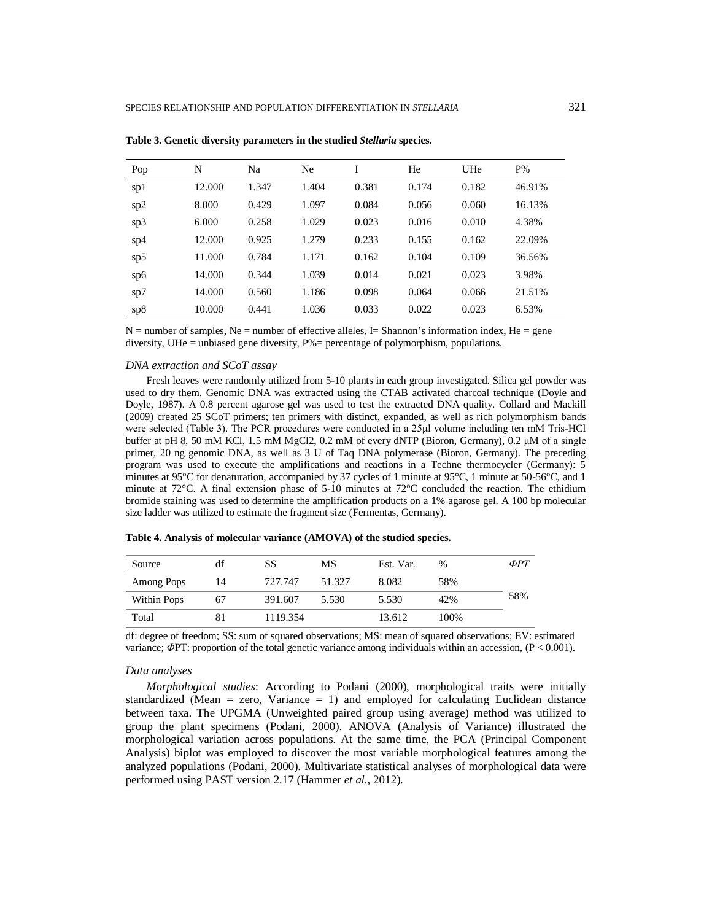**Table 3. Genetic diversity parameters in the studied *Stellaria* species.**

| Pop | N | Na | Ne | I | He | UHe | P% |
|---|---|---|---|---|---|---|---|
| sp1 | 12.000 | 1.347 | 1.404 | 0.381 | 0.174 | 0.182 | 46.91% |
| sp2 | 8.000 | 0.429 | 1.097 | 0.084 | 0.056 | 0.060 | 16.13% |
| sp3 | 6.000 | 0.258 | 1.029 | 0.023 | 0.016 | 0.010 | 4.38% |
| sp4 | 12.000 | 0.925 | 1.279 | 0.233 | 0.155 | 0.162 | 22.09% |
| sp5 | 11.000 | 0.784 | 1.171 | 0.162 | 0.104 | 0.109 | 36.56% |
| sp6 | 14.000 | 0.344 | 1.039 | 0.014 | 0.021 | 0.023 | 3.98% |
| sp7 | 14.000 | 0.560 | 1.186 | 0.098 | 0.064 | 0.066 | 21.51% |
| sp8 | 10.000 | 0.441 | 1.036 | 0.033 | 0.022 | 0.023 | 6.53% |

N = number of samples, Ne = number of effective alleles, I= Shannon's information index, He = gene diversity, UHe = unbiased gene diversity, P%= percentage of polymorphism, populations.

### *DNA extraction and SCoT assay*

Fresh leaves were randomly utilized from 5-10 plants in each group investigated. Silica gel powder was used to dry them. Genomic DNA was extracted using the CTAB activated charcoal technique (Doyle and Doyle, 1987). A 0.8 percent agarose gel was used to test the extracted DNA quality. Collard and Mackill (2009) created 25 SCoT primers; ten primers with distinct, expanded, as well as rich polymorphism bands were selected (Table 3). The PCR procedures were conducted in a 25μl volume including ten mM Tris-HCl buffer at pH 8, 50 mM KCl, 1.5 mM $MgCl_2$, 0.2 mM of every dNTP (Bioron, Germany), 0.2 μM of a single primer, 20 ng genomic DNA, as well as 3 U of Taq DNA polymerase (Bioron, Germany). The preceding program was used to execute the amplifications and reactions in a Techne thermocycler (Germany): 5 minutes at 95°C for denaturation, accompanied by 37 cycles of 1 minute at 95°C, 1 minute at 50-56°C, and 1 minute at 72°C. A final extension phase of 5-10 minutes at 72°C concluded the reaction. The ethidium bromide staining was used to determine the amplification products on a 1% agarose gel. A 100 bp molecular size ladder was utilized to estimate the fragment size (Fermentas, Germany).

**Table 4. Analysis of molecular variance (AMOVA) of the studied species.**

| Source | df | SS | MS | Est. Var. | % | *ΦPT* |
|---|---|---|---|---|---|---|
| Among Pops | 14 | 727.747 | 51.327 | 8.082 | 58% | 58% |
| Within Pops | 67 | 391.607 | 5.530 | 5.530 | 42% | |
| Total | 81 | 1119.354 | | 13.612 | 100% | |

df: degree of freedom; SS: sum of squared observations; MS: mean of squared observations; EV: estimated variance; *Φ*PT: proportion of the total genetic variance among individuals within an accession, ($P < 0.001$).

### *Data analyses*

*Morphological studies*: According to Podani (2000), morphological traits were initially standardized (Mean = zero, Variance = 1) and employed for calculating Euclidean distance between taxa. The UPGMA (Unweighted paired group using average) method was utilized to group the plant specimens (Podani, 2000). ANOVA (Analysis of Variance) illustrated the morphological variation across populations. At the same time, the PCA (Principal Component Analysis) biplot was employed to discover the most variable morphological features among the analyzed populations (Podani, 2000). Multivariate statistical analyses of morphological data were performed using PAST version 2.17 (Hammer *et al.*, 2012).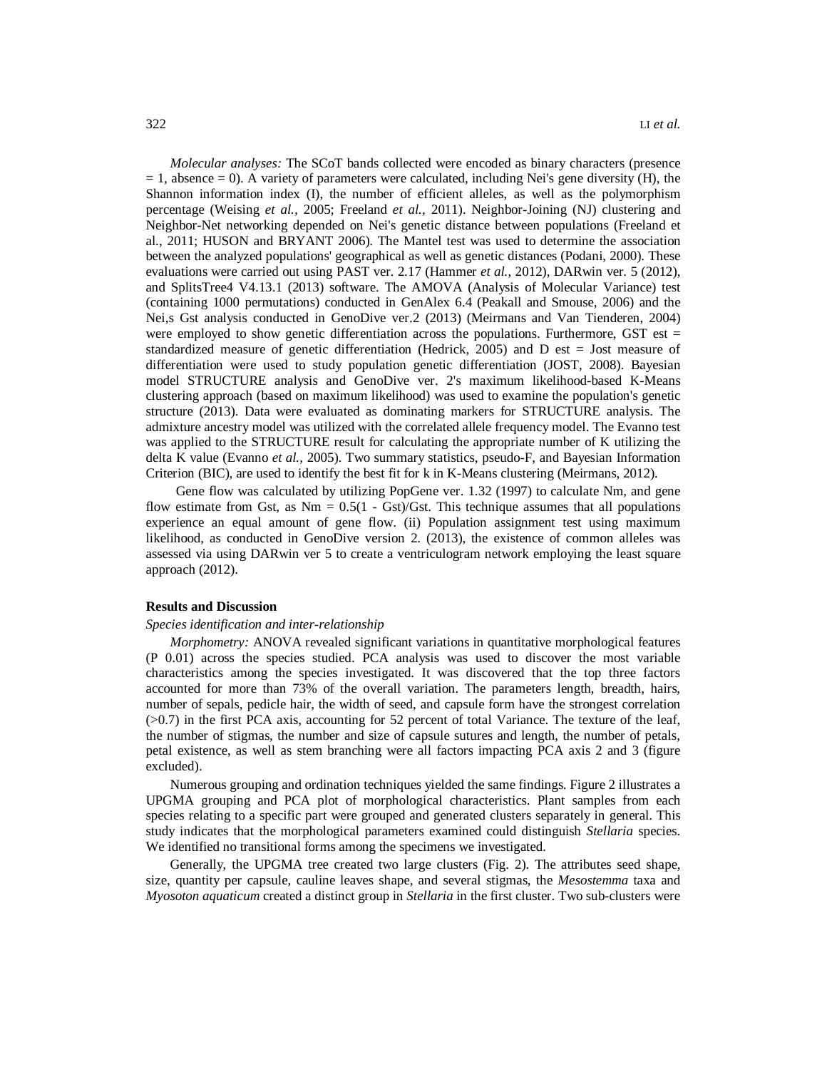*Molecular analyses:* The SCoT bands collected were encoded as binary characters (presence = 1, absence = 0). A variety of parameters were calculated, including Nei's gene diversity (H), the Shannon information index (I), the number of efficient alleles, as well as the polymorphism percentage (Weising *et al.,* 2005; Freeland *et al.,* 2011). Neighbor-Joining (NJ) clustering and Neighbor-Net networking depended on Nei's genetic distance between populations (Freeland et al., 2011; HUSON and BRYANT 2006). The Mantel test was used to determine the association between the analyzed populations' geographical as well as genetic distances (Podani, 2000). These evaluations were carried out using PAST ver. 2.17 (Hammer *et al.,* 2012), DARwin ver. 5 (2012), and SplitsTree4 V4.13.1 (2013) software. The AMOVA (Analysis of Molecular Variance) test (containing 1000 permutations) conducted in GenAlex 6.4 (Peakall and Smouse, 2006) and the Nei,s Gst analysis conducted in GenoDive ver.2 (2013) (Meirmans and Van Tienderen, 2004) were employed to show genetic differentiation across the populations. Furthermore, GST est = standardized measure of genetic differentiation (Hedrick, 2005) and D est = Jost measure of differentiation were used to study population genetic differentiation (JOST, 2008). Bayesian model STRUCTURE analysis and GenoDive ver. 2's maximum likelihood-based K-Means clustering approach (based on maximum likelihood) was used to examine the population's genetic structure (2013). Data were evaluated as dominating markers for STRUCTURE analysis. The admixture ancestry model was utilized with the correlated allele frequency model. The Evanno test was applied to the STRUCTURE result for calculating the appropriate number of K utilizing the delta K value (Evanno *et al.,* 2005). Two summary statistics, pseudo-F, and Bayesian Information Criterion (BIC), are used to identify the best fit for k in K-Means clustering (Meirmans, 2012).

Gene flow was calculated by utilizing PopGene ver. 1.32 (1997) to calculate Nm, and gene flow estimate from Gst, as $Nm = 0.5(1 - Gst)/Gst$. This technique assumes that all populations experience an equal amount of gene flow. (ii) Population assignment test using maximum likelihood, as conducted in GenoDive version 2. (2013), the existence of common alleles was assessed via using DARwin ver 5 to create a ventriculogram network employing the least square approach (2012).

## Results and Discussion

*Species identification and inter-relationship*

*Morphometry:* ANOVA revealed significant variations in quantitative morphological features (P 0.01) across the species studied. PCA analysis was used to discover the most variable characteristics among the species investigated. It was discovered that the top three factors accounted for more than 73% of the overall variation. The parameters length, breadth, hairs, number of sepals, pedicle hair, the width of seed, and capsule form have the strongest correlation (>0.7) in the first PCA axis, accounting for 52 percent of total Variance. The texture of the leaf, the number of stigmas, the number and size of capsule sutures and length, the number of petals, petal existence, as well as stem branching were all factors impacting PCA axis 2 and 3 (figure excluded).

Numerous grouping and ordination techniques yielded the same findings. Figure 2 illustrates a UPGMA grouping and PCA plot of morphological characteristics. Plant samples from each species relating to a specific part were grouped and generated clusters separately in general. This study indicates that the morphological parameters examined could distinguish *Stellaria* species. We identified no transitional forms among the specimens we investigated.

Generally, the UPGMA tree created two large clusters (Fig. 2). The attributes seed shape, size, quantity per capsule, cauline leaves shape, and several stigmas, the *Mesostemma* taxa and *Myosoton aquaticum* created a distinct group in *Stellaria* in the first cluster. Two sub-clusters were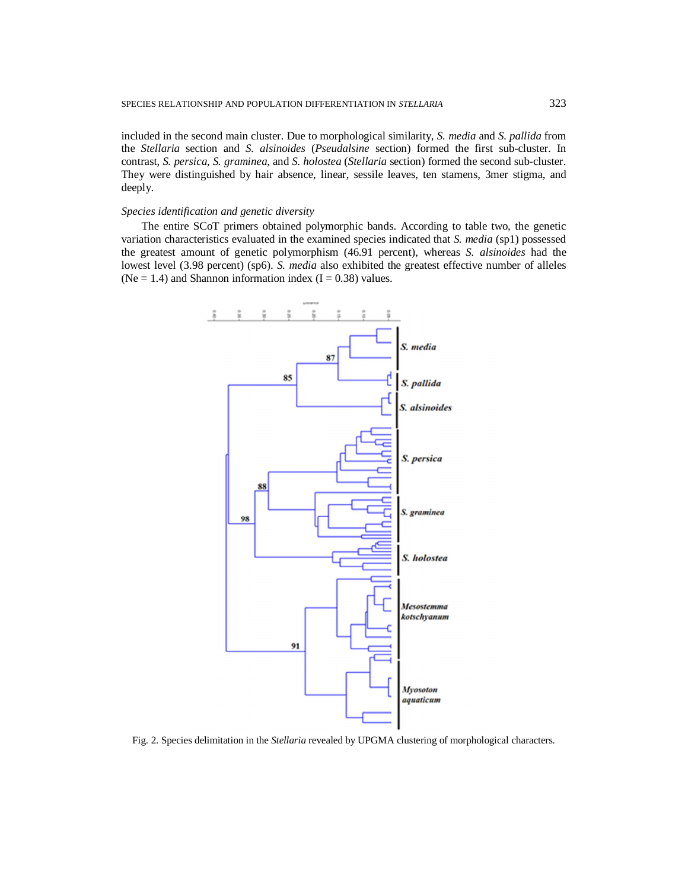included in the second main cluster. Due to morphological similarity, *S. media* and *S. pallida* from the *Stellaria* section and *S. alsinoides* (*Pseudalsine* section) formed the first sub-cluster. In contrast, *S. persica*, *S. graminea*, and *S. holostea* (*Stellaria* section) formed the second sub-cluster. They were distinguished by hair absence, linear, sessile leaves, ten stamens, 3mer stigma, and deeply.

*Species identification and genetic diversity*

The entire SCoT primers obtained polymorphic bands. According to table two, the genetic variation characteristics evaluated in the examined species indicated that *S. media* (sp1) possessed the greatest amount of genetic polymorphism (46.91 percent), whereas *S. alsinoides* had the lowest level (3.98 percent) (sp6). *S. media* also exhibited the greatest effective number of alleles (Ne = 1.4) and Shannon information index (I = 0.38) values.

Fig. 2. Species delimitation in the *Stellaria* revealed by UPGMA clustering of morphological characters.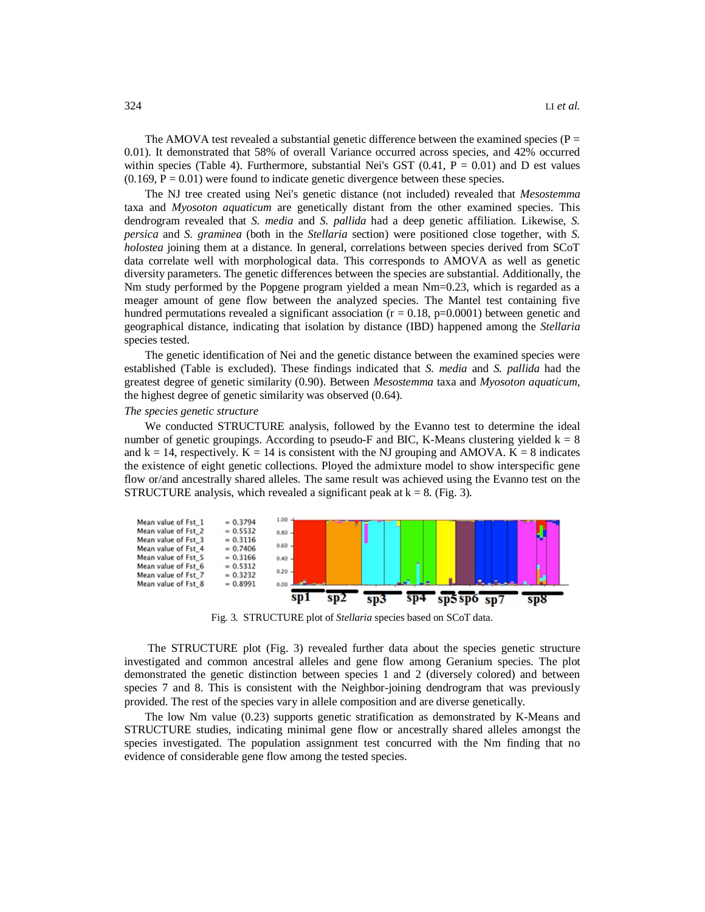The AMOVA test revealed a substantial genetic difference between the examined species (P = 0.01). It demonstrated that 58% of overall Variance occurred across species, and 42% occurred within species (Table 4). Furthermore, substantial Nei's GST (0.41, P = 0.01) and D est values (0.169, P = 0.01) were found to indicate genetic divergence between these species.

The NJ tree created using Nei's genetic distance (not included) revealed that *Mesostemma* taxa and *Myosoton aquaticum* are genetically distant from the other examined species. This dendrogram revealed that *S. media* and *S. pallida* had a deep genetic affiliation. Likewise, *S. persica* and *S. graminea* (both in the *Stellaria* section) were positioned close together, with *S. holostea* joining them at a distance. In general, correlations between species derived from SCoT data correlate well with morphological data. This corresponds to AMOVA as well as genetic diversity parameters. The genetic differences between the species are substantial. Additionally, the Nm study performed by the Popgene program yielded a mean Nm=0.23, which is regarded as a meager amount of gene flow between the analyzed species. The Mantel test containing five hundred permutations revealed a significant association (r = 0.18, p=0.0001) between genetic and geographical distance, indicating that isolation by distance (IBD) happened among the *Stellaria* species tested.

The genetic identification of Nei and the genetic distance between the examined species were established (Table is excluded). These findings indicated that *S. media* and *S. pallida* had the greatest degree of genetic similarity (0.90). Between *Mesostemma* taxa and *Myosoton aquaticum*, the highest degree of genetic similarity was observed (0.64).

*The species genetic structure*

We conducted STRUCTURE analysis, followed by the Evanno test to determine the ideal number of genetic groupings. According to pseudo-F and BIC, K-Means clustering yielded k = 8 and k = 14, respectively. K = 14 is consistent with the NJ grouping and AMOVA. K = 8 indicates the existence of eight genetic collections. Ployed the admixture model to show interspecific gene flow or/and ancestrally shared alleles. The same result was achieved using the Evanno test on the STRUCTURE analysis, which revealed a significant peak at k = 8. (Fig. 3).

Mean value of Fst_1 = 0.3794
Mean value of Fst_2 = 0.5532
Mean value of Fst_3 = 0.3116
Mean value of Fst_4 = 0.7406
Mean value of Fst_5 = 0.3166
Mean value of Fst_6 = 0.5312
Mean value of Fst_7 = 0.3232
Mean value of Fst_8 = 0.8991

Fig. 3. STRUCTURE plot of *Stellaria* species based on SCoT data.

The STRUCTURE plot (Fig. 3) revealed further data about the species genetic structure investigated and common ancestral alleles and gene flow among Geranium species. The plot demonstrated the genetic distinction between species 1 and 2 (diversely colored) and between species 7 and 8. This is consistent with the Neighbor-joining dendrogram that was previously provided. The rest of the species vary in allele composition and are diverse genetically.

The low Nm value (0.23) supports genetic stratification as demonstrated by K-Means and STRUCTURE studies, indicating minimal gene flow or ancestrally shared alleles amongst the species investigated. The population assignment test concurred with the Nm finding that no evidence of considerable gene flow among the tested species.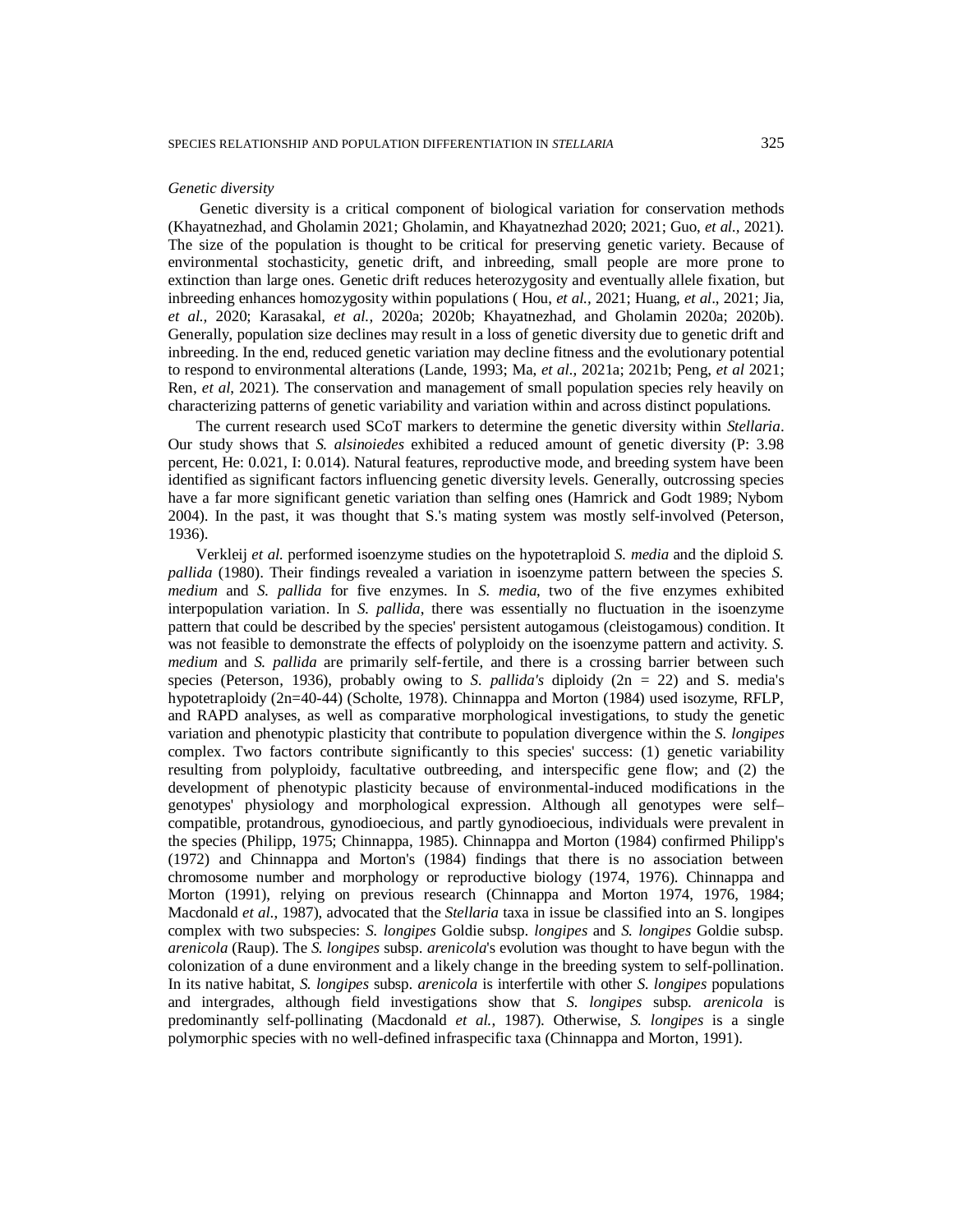*Genetic diversity*

Genetic diversity is a critical component of biological variation for conservation methods (Khayatnezhad, and Gholamin 2021; Gholamin, and Khayatnezhad 2020; 2021; Guo, *et al.*, 2021). The size of the population is thought to be critical for preserving genetic variety. Because of environmental stochasticity, genetic drift, and inbreeding, small people are more prone to extinction than large ones. Genetic drift reduces heterozygosity and eventually allele fixation, but inbreeding enhances homozygosity within populations ( Hou, *et al.,* 2021; Huang, *et al*., 2021; Jia, *et al.,* 2020; Karasakal, *et al.,* 2020a; 2020b; Khayatnezhad, and Gholamin 2020a; 2020b). Generally, population size declines may result in a loss of genetic diversity due to genetic drift and inbreeding. In the end, reduced genetic variation may decline fitness and the evolutionary potential to respond to environmental alterations (Lande, 1993; Ma, *et al.,* 2021a; 2021b; Peng, *et al* 2021; Ren, *et al*, 2021). The conservation and management of small population species rely heavily on characterizing patterns of genetic variability and variation within and across distinct populations.

The current research used SCoT markers to determine the genetic diversity within *Stellaria*. Our study shows that *S. alsinoiedes* exhibited a reduced amount of genetic diversity (P: 3.98 percent, He: 0.021, I: 0.014). Natural features, reproductive mode, and breeding system have been identified as significant factors influencing genetic diversity levels. Generally, outcrossing species have a far more significant genetic variation than selfing ones (Hamrick and Godt 1989; Nybom 2004). In the past, it was thought that S.'s mating system was mostly self-involved (Peterson, 1936).

Verkleij *et al.* performed isoenzyme studies on the hypotetraploid *S. media* and the diploid *S. pallida* (1980). Their findings revealed a variation in isoenzyme pattern between the species *S. medium* and *S. pallida* for five enzymes. In *S. media*, two of the five enzymes exhibited interpopulation variation. In *S. pallida*, there was essentially no fluctuation in the isoenzyme pattern that could be described by the species' persistent autogamous (cleistogamous) condition. It was not feasible to demonstrate the effects of polyploidy on the isoenzyme pattern and activity. *S. medium* and *S. pallida* are primarily self-fertile, and there is a crossing barrier between such species (Peterson, 1936), probably owing to *S. pallida's* diploidy (2n = 22) and S. media's hypotetraploidy (2n=40-44) (Scholte, 1978). Chinnappa and Morton (1984) used isozyme, RFLP, and RAPD analyses, as well as comparative morphological investigations, to study the genetic variation and phenotypic plasticity that contribute to population divergence within the *S. longipes* complex. Two factors contribute significantly to this species' success: (1) genetic variability resulting from polyploidy, facultative outbreeding, and interspecific gene flow; and (2) the development of phenotypic plasticity because of environmental-induced modifications in the genotypes' physiology and morphological expression. Although all genotypes were self–compatible, protandrous, gynodioecious, and partly gynodioecious, individuals were prevalent in the species (Philipp, 1975; Chinnappa, 1985). Chinnappa and Morton (1984) confirmed Philipp's (1972) and Chinnappa and Morton's (1984) findings that there is no association between chromosome number and morphology or reproductive biology (1974, 1976). Chinnappa and Morton (1991), relying on previous research (Chinnappa and Morton 1974, 1976, 1984; Macdonald *et al*., 1987), advocated that the *Stellaria* taxa in issue be classified into an S. longipes complex with two subspecies: *S. longipes* Goldie subsp. *longipes* and *S. longipes* Goldie subsp. *arenicola* (Raup). The *S. longipes* subsp. *arenicola*'s evolution was thought to have begun with the colonization of a dune environment and a likely change in the breeding system to self-pollination. In its native habitat, *S. longipes* subsp. *arenicola* is interfertile with other *S. longipes* populations and intergrades, although field investigations show that *S. longipes* subsp. *arenicola* is predominantly self-pollinating (Macdonald *et al.,* 1987). Otherwise, *S. longipes* is a single polymorphic species with no well-defined infraspecific taxa (Chinnappa and Morton, 1991).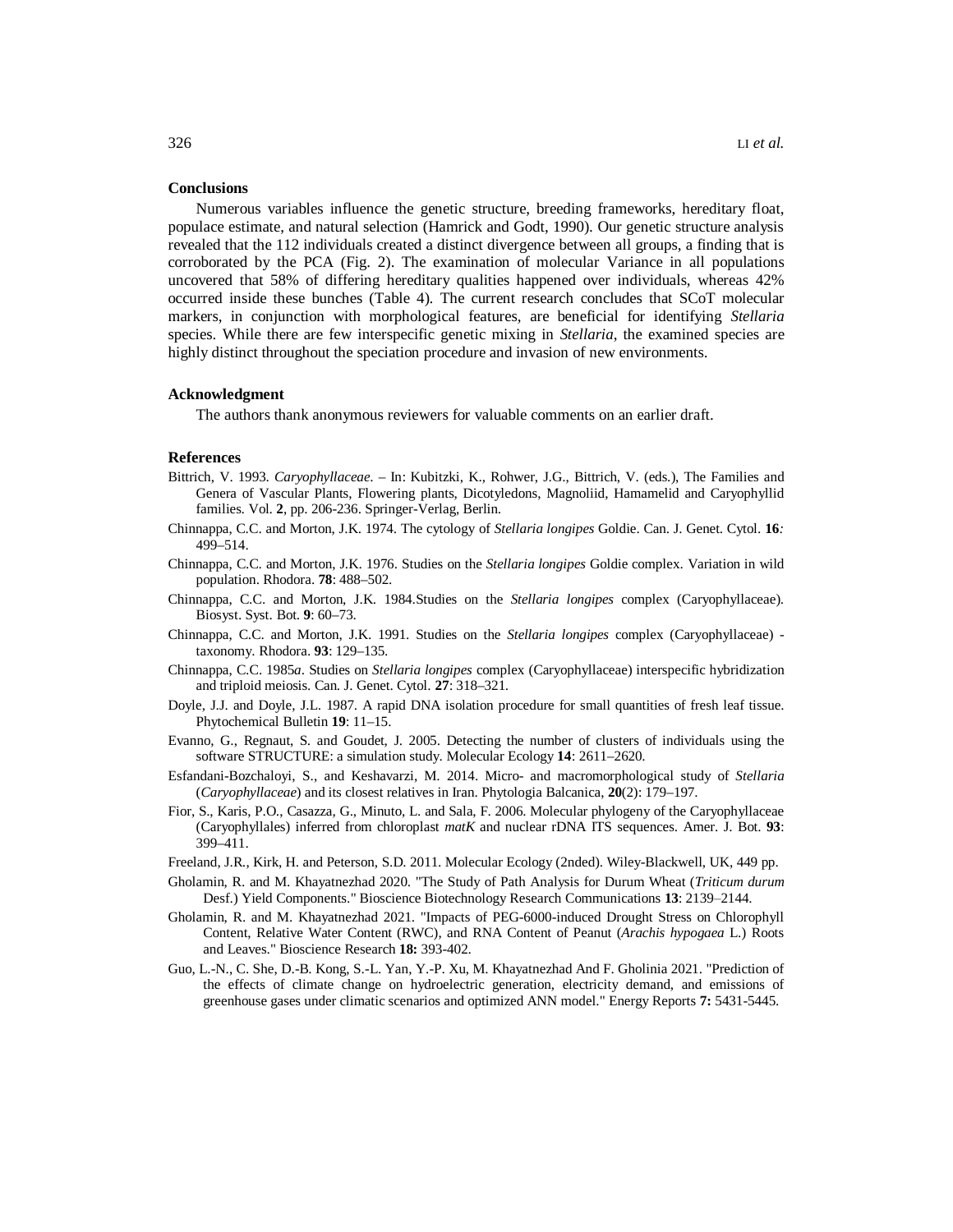## Conclusions

Numerous variables influence the genetic structure, breeding frameworks, hereditary float, populace estimate, and natural selection (Hamrick and Godt, 1990). Our genetic structure analysis revealed that the 112 individuals created a distinct divergence between all groups, a finding that is corroborated by the PCA (Fig. 2). The examination of molecular Variance in all populations uncovered that 58% of differing hereditary qualities happened over individuals, whereas 42% occurred inside these bunches (Table 4). The current research concludes that SCoT molecular markers, in conjunction with morphological features, are beneficial for identifying *Stellaria* species. While there are few interspecific genetic mixing in *Stellaria*, the examined species are highly distinct throughout the speciation procedure and invasion of new environments.

## Acknowledgment

The authors thank anonymous reviewers for valuable comments on an earlier draft.

## References

Bittrich, V. 1993. *Caryophyllaceae*. – In: Kubitzki, K., Rohwer, J.G., Bittrich, V. (eds.), The Families and Genera of Vascular Plants, Flowering plants, Dicotyledons, Magnoliid, Hamamelid and Caryophyllid families. Vol. **2**, pp. 206-236. Springer-Verlag, Berlin.

Chinnappa, C.C. and Morton, J.K. 1974. The cytology of *Stellaria longipes* Goldie. Can. J. Genet. Cytol. **16***:* 499–514.

Chinnappa, C.C. and Morton, J.K. 1976. Studies on the *Stellaria longipes* Goldie complex. Variation in wild population. Rhodora. **78**: 488–502.

Chinnappa, C.C. and Morton, J.K. 1984.Studies on the *Stellaria longipes* complex (Caryophyllaceae). Biosyst. Syst. Bot. **9**: 60–73.

Chinnappa, C.C. and Morton, J.K. 1991. Studies on the *Stellaria longipes* complex (Caryophyllaceae) - taxonomy. Rhodora. **93**: 129–135.

Chinnappa, C.C. 1985*a*. Studies on *Stellaria longipes* complex (Caryophyllaceae) interspecific hybridization and triploid meiosis. Can. J. Genet. Cytol. **27**: 318–321.

Doyle, J.J. and Doyle, J.L. 1987. A rapid DNA isolation procedure for small quantities of fresh leaf tissue. Phytochemical Bulletin **19**: 11–15.

Evanno, G., Regnaut, S. and Goudet, J. 2005. Detecting the number of clusters of individuals using the software STRUCTURE: a simulation study. Molecular Ecology **14**: 2611–2620.

Esfandani-Bozchaloyi, S., and Keshavarzi, M. 2014. Micro- and macromorphological study of *Stellaria* (*Caryophyllaceae*) and its closest relatives in Iran. Phytologia Balcanica, **20**(2): 179–197.

Fior, S., Karis, P.O., Casazza, G., Minuto, L. and Sala, F. 2006. Molecular phylogeny of the Caryophyllaceae (Caryophyllales) inferred from chloroplast *matK* and nuclear rDNA ITS sequences. Amer. J. Bot. **93**: 399–411.

Freeland, J.R., Kirk, H. and Peterson, S.D. 2011. Molecular Ecology (2nded). Wiley-Blackwell, UK, 449 pp.

Gholamin, R. and M. Khayatnezhad 2020. "The Study of Path Analysis for Durum Wheat (*Triticum durum* Desf.) Yield Components." Bioscience Biotechnology Research Communications **13**: 2139–2144.

Gholamin, R. and M. Khayatnezhad 2021. "Impacts of PEG-6000-induced Drought Stress on Chlorophyll Content, Relative Water Content (RWC), and RNA Content of Peanut (*Arachis hypogaea* L.) Roots and Leaves." Bioscience Research **18:** 393-402.

Guo, L.-N., C. She, D.-B. Kong, S.-L. Yan, Y.-P. Xu, M. Khayatnezhad And F. Gholinia 2021. "Prediction of the effects of climate change on hydroelectric generation, electricity demand, and emissions of greenhouse gases under climatic scenarios and optimized ANN model." Energy Reports **7:** 5431-5445.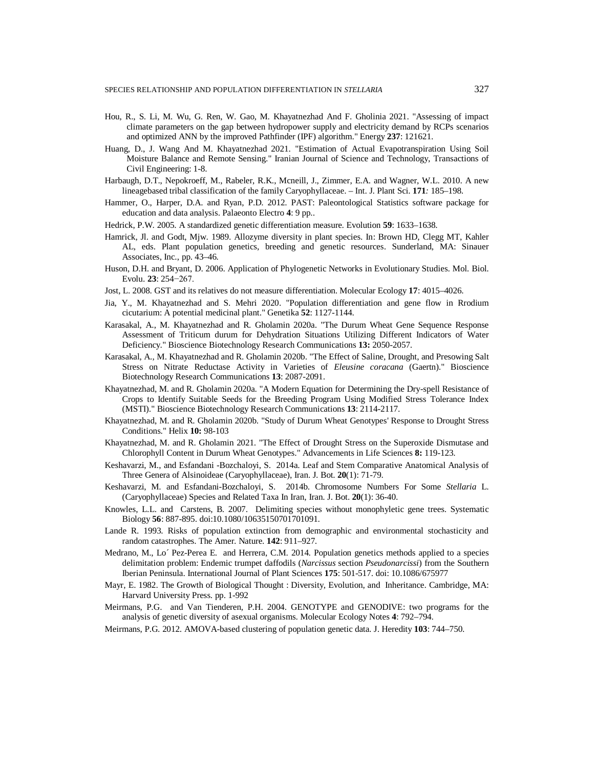Hou, R., S. Li, M. Wu, G. Ren, W. Gao, M. Khayatnezhad And F. Gholinia 2021. "Assessing of impact climate parameters on the gap between hydropower supply and electricity demand by RCPs scenarios and optimized ANN by the improved Pathfinder (IPF) algorithm." Energy **237**: 121621.

Huang, D., J. Wang And M. Khayatnezhad 2021. "Estimation of Actual Evapotranspiration Using Soil Moisture Balance and Remote Sensing." Iranian Journal of Science and Technology, Transactions of Civil Engineering: 1-8.

Harbaugh, D.T., Nepokroeff, M., Rabeler, R.K., Mcneill, J., Zimmer, E.A. and Wagner, W.L. 2010. A new lineagebased tribal classification of the family Caryophyllaceae. – Int. J. Plant Sci. **171***:* 185–198.

Hammer, O., Harper, D.A. and Ryan, P.D. 2012. PAST: Paleontological Statistics software package for education and data analysis. Palaeonto Electro **4**: 9 pp..

Hedrick, P.W. 2005. A standardized genetic differentiation measure. Evolution **59**: 1633–1638.

Hamrick, Jl. and Godt, Mjw. 1989. Allozyme diversity in plant species. In: Brown HD, Clegg MT, Kahler AL, eds. Plant population genetics, breeding and genetic resources. Sunderland, MA: Sinauer Associates, Inc., pp. 43–46.

Huson, D.H. and Bryant, D. 2006. Application of Phylogenetic Networks in Evolutionary Studies. Mol. Biol. Evolu. **23**: 254−267.

Jost, L. 2008. GST and its relatives do not measure differentiation. Molecular Ecology **17**: 4015–4026.

Jia, Y., M. Khayatnezhad and S. Mehri 2020. "Population differentiation and gene flow in Rrodium cicutarium: A potential medicinal plant." Genetika **52**: 1127-1144.

Karasakal, A., M. Khayatnezhad and R. Gholamin 2020a. "The Durum Wheat Gene Sequence Response Assessment of Triticum durum for Dehydration Situations Utilizing Different Indicators of Water Deficiency." Bioscience Biotechnology Research Communications **13:** 2050-2057.

Karasakal, A., M. Khayatnezhad and R. Gholamin 2020b. "The Effect of Saline, Drought, and Presowing Salt Stress on Nitrate Reductase Activity in Varieties of *Eleusine coracana* (Gaertn)." Bioscience Biotechnology Research Communications **13**: 2087-2091.

Khayatnezhad, M. and R. Gholamin 2020a. "A Modern Equation for Determining the Dry-spell Resistance of Crops to Identify Suitable Seeds for the Breeding Program Using Modified Stress Tolerance Index (MSTI)." Bioscience Biotechnology Research Communications **13**: 2114-2117.

Khayatnezhad, M. and R. Gholamin 2020b. "Study of Durum Wheat Genotypes' Response to Drought Stress Conditions." Helix **10:** 98-103

Khayatnezhad, M. and R. Gholamin 2021. "The Effect of Drought Stress on the Superoxide Dismutase and Chlorophyll Content in Durum Wheat Genotypes." Advancements in Life Sciences **8:** 119-123.

Keshavarzi, M., and Esfandani -Bozchaloyi, S. 2014a. Leaf and Stem Comparative Anatomical Analysis of Three Genera of Alsinoideae (Caryophyllaceae), Iran. J. Bot. **20**(1): 71-79.

Keshavarzi, M. and Esfandani-Bozchaloyi, S. 2014b. Chromosome Numbers For Some *Stellaria* L. (Caryophyllaceae) Species and Related Taxa In Iran, Iran. J. Bot. **20**(1): 36-40.

Knowles, L.L. and Carstens, B. 2007. Delimiting species without monophyletic gene trees. Systematic Biology **56**: 887-895. doi:10.1080/10635150701701091.

Lande R. 1993. Risks of population extinction from demographic and environmental stochasticity and random catastrophes. The Amer. Nature. **142**: 911–927.

Medrano, M., Lo´ Pez-Perea E. and Herrera, C.M. 2014. Population genetics methods applied to a species delimitation problem: Endemic trumpet daffodils (*Narcissus* section *Pseudonarcissi*) from the Southern Iberian Peninsula. International Journal of Plant Sciences **175**: 501-517. doi: 10.1086/675977

Mayr, E. 1982. The Growth of Biological Thought : Diversity, Evolution, and Inheritance. Cambridge, MA: Harvard University Press. pp. 1-992

Meirmans, P.G. and Van Tienderen, P.H. 2004. GENOTYPE and GENODIVE: two programs for the analysis of genetic diversity of asexual organisms. Molecular Ecology Notes **4**: 792–794.

Meirmans, P.G. 2012. AMOVA-based clustering of population genetic data. J. Heredity **103**: 744–750.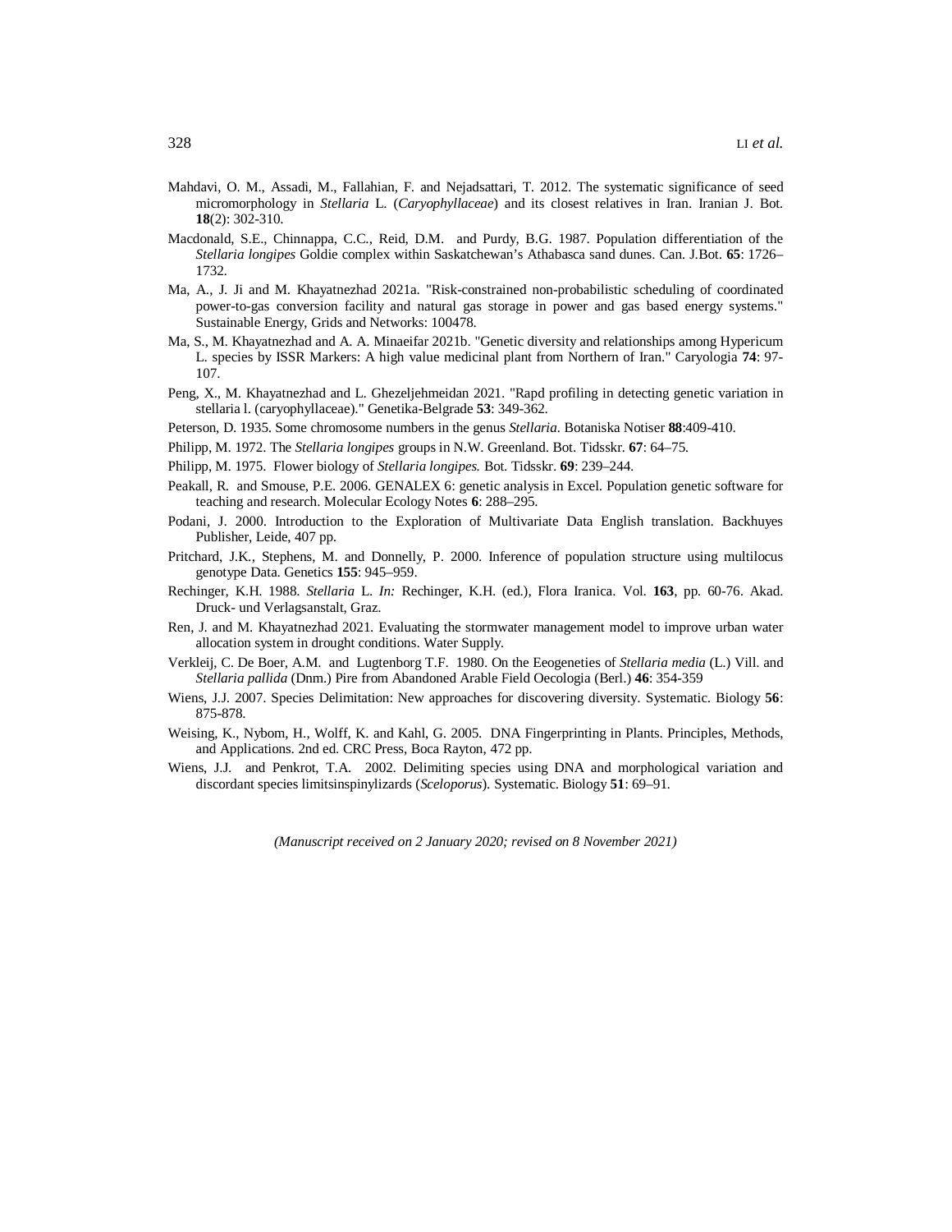Mahdavi, O. M., Assadi, M., Fallahian, F. and Nejadsattari, T. 2012. The systematic significance of seed micromorphology in *Stellaria* L. (*Caryophyllaceae*) and its closest relatives in Iran. Iranian J. Bot. **18**(2): 302-310.

Macdonald, S.E., Chinnappa, C.C., Reid, D.M. and Purdy, B.G. 1987. Population differentiation of the *Stellaria longipes* Goldie complex within Saskatchewan's Athabasca sand dunes. Can. J.Bot. **65**: 1726–1732.

Ma, A., J. Ji and M. Khayatnezhad 2021a. "Risk-constrained non-probabilistic scheduling of coordinated power-to-gas conversion facility and natural gas storage in power and gas based energy systems." Sustainable Energy, Grids and Networks: 100478.

Ma, S., M. Khayatnezhad and A. A. Minaeifar 2021b. "Genetic diversity and relationships among Hypericum L. species by ISSR Markers: A high value medicinal plant from Northern of Iran." Caryologia **74**: 97-107.

Peng, X., M. Khayatnezhad and L. Ghezeljehmeidan 2021. "Rapd profiling in detecting genetic variation in stellaria l. (caryophyllaceae)." Genetika-Belgrade **53**: 349-362.

Peterson, D. 1935. Some chromosome numbers in the genus *Stellaria*. Botaniska Notiser **88**:409-410.

Philipp, M. 1972. The *Stellaria longipes* groups in N.W. Greenland. Bot. Tidsskr. **67**: 64–75.

Philipp, M. 1975. Flower biology of *Stellaria longipes*. Bot. Tidsskr. **69**: 239–244.

Peakall, R. and Smouse, P.E. 2006. GENALEX 6: genetic analysis in Excel. Population genetic software for teaching and research. Molecular Ecology Notes **6**: 288–295.

Podani, J. 2000. Introduction to the Exploration of Multivariate Data English translation. Backhuyes Publisher, Leide, 407 pp.

Pritchard, J.K., Stephens, M. and Donnelly, P. 2000. Inference of population structure using multilocus genotype Data. Genetics **155**: 945–959.

Rechinger, K.H. 1988. *Stellaria* L. *In:* Rechinger, K.H. (ed.), Flora Iranica. Vol. **163**, pp. 60-76. Akad. Druck- und Verlagsanstalt, Graz.

Ren, J. and M. Khayatnezhad 2021. Evaluating the stormwater management model to improve urban water allocation system in drought conditions. Water Supply.

Verkleij, C. De Boer, A.M. and Lugtenborg T.F. 1980. On the Eeogeneties of *Stellaria media* (L.) Vill. and *Stellaria pallida* (Dnm.) Pire from Abandoned Arable Field Oecologia (Berl.) **46**: 354-359

Wiens, J.J. 2007. Species Delimitation: New approaches for discovering diversity. Systematic. Biology **56**: 875-878.

Weising, K., Nybom, H., Wolff, K. and Kahl, G. 2005. DNA Fingerprinting in Plants. Principles, Methods, and Applications. 2nd ed. CRC Press, Boca Rayton, 472 pp.

Wiens, J.J. and Penkrot, T.A. 2002. Delimiting species using DNA and morphological variation and discordant species limitsinspinylizards (*Sceloporus*). Systematic. Biology **51**: 69–91.

*(Manuscript received on 2 January 2020; revised on 8 November 2021)*